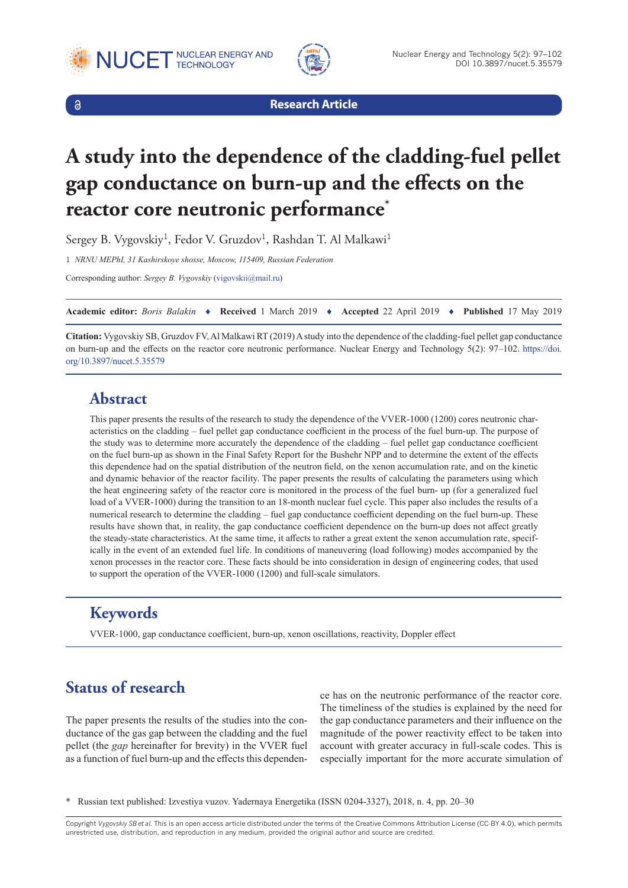Research Article

# A study into the dependence of the cladding-fuel pellet gap conductance on burn-up and the effects on the reactor core neutronic performance*

Sergey B. Vygovskiy[1], Fedor V. Gruzdov[1], Rashdan T. Al Malkawi[1]

1 *NRNU MEPhI, 31 Kashirskoye shosse, Moscow, 115409, Russian Federation*

Corresponding author: *Sergey B. Vygovskiy* (vigovskii@mail.ru)

**Academic editor:** *Boris Balakin* ♦ **Received** 1 March 2019 ♦ **Accepted** 22 April 2019 ♦ **Published** 17 May 2019

**Citation:** Vygovskiy SB, Gruzdov FV, Al Malkawi RT (2019) A study into the dependence of the cladding-fuel pellet gap conductance on burn-up and the effects on the reactor core neutronic performance. Nuclear Energy and Technology 5(2): 97–102. https://doi.org/10.3897/nucet.5.35579

## Abstract

This paper presents the results of the research to study the dependence of the VVER-1000 (1200) cores neutronic characteristics on the cladding – fuel pellet gap conductance coefficient in the process of the fuel burn-up. The purpose of the study was to determine more accurately the dependence of the cladding – fuel pellet gap conductance coefficient on the fuel burn-up as shown in the Final Safety Report for the Bushehr NPP and to determine the extent of the effects this dependence had on the spatial distribution of the neutron field, on the xenon accumulation rate, and on the kinetic and dynamic behavior of the reactor facility. The paper presents the results of calculating the parameters using which the heat engineering safety of the reactor core is monitored in the process of the fuel burn- up (for a generalized fuel load of a VVER-1000) during the transition to an 18-month nuclear fuel cycle. This paper also includes the results of a numerical research to determine the cladding – fuel gap conductance coefficient depending on the fuel burn-up. These results have shown that, in reality, the gap conductance coefficient dependence on the burn-up does not affect greatly the steady-state characteristics. At the same time, it affects to rather a great extent the xenon accumulation rate, specifically in the event of an extended fuel life. In conditions of maneuvering (load following) modes accompanied by the xenon processes in the reactor core. These facts should be into consideration in design of engineering codes, that used to support the operation of the VVER-1000 (1200) and full-scale simulators.

## Keywords

VVER-1000, gap conductance coefficient, burn-up, xenon oscillations, reactivity, Doppler effect

## Status of research

The paper presents the results of the studies into the conductance of the gas gap between the cladding and the fuel pellet (the *gap* hereinafter for brevity) in the VVER fuel as a function of fuel burn-up and the effects this dependence has on the neutronic performance of the reactor core. The timeliness of the studies is explained by the need for the gap conductance parameters and their influence on the magnitude of the power reactivity effect to be taken into account with greater accuracy in full-scale codes. This is especially important for the more accurate simulation of

\* Russian text published: Izvestiya vuzov. Yadernaya Energetika (ISSN 0204-3327), 2018, n. 4, pp. 20–30

Copyright *Vygovskiy SB et al.* This is an open access article distributed under the terms of the Creative Commons Attribution License (CC-BY 4.0), which permits unrestricted use, distribution, and reproduction in any medium, provided the original author and source are credited.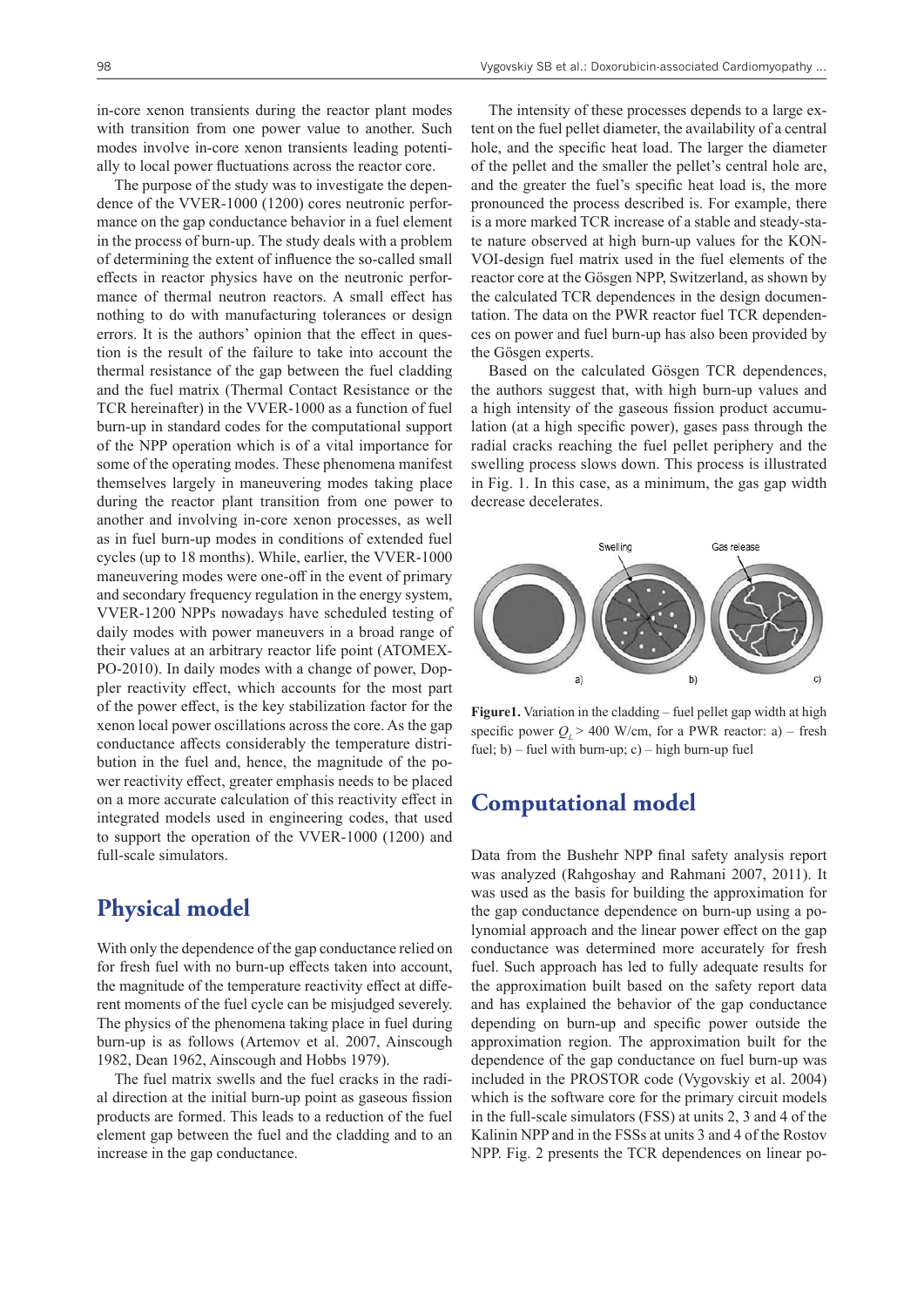in-core xenon transients during the reactor plant modes with transition from one power value to another. Such modes involve in-core xenon transients leading potentially to local power fluctuations across the reactor core.

The purpose of the study was to investigate the dependence of the VVER-1000 (1200) cores neutronic performance on the gap conductance behavior in a fuel element in the process of burn-up. The study deals with a problem of determining the extent of influence the so-called small effects in reactor physics have on the neutronic performance of thermal neutron reactors. A small effect has nothing to do with manufacturing tolerances or design errors. It is the authors' opinion that the effect in question is the result of the failure to take into account the thermal resistance of the gap between the fuel cladding and the fuel matrix (Thermal Contact Resistance or the TCR hereinafter) in the VVER-1000 as a function of fuel burn-up in standard codes for the computational support of the NPP operation which is of a vital importance for some of the operating modes. These phenomena manifest themselves largely in maneuvering modes taking place during the reactor plant transition from one power to another and involving in-core xenon processes, as well as in fuel burn-up modes in conditions of extended fuel cycles (up to 18 months). While, earlier, the VVER-1000 maneuvering modes were one-off in the event of primary and secondary frequency regulation in the energy system, VVER-1200 NPPs nowadays have scheduled testing of daily modes with power maneuvers in a broad range of their values at an arbitrary reactor life point (ATOMEXPO-2010). In daily modes with a change of power, Doppler reactivity effect, which accounts for the most part of the power effect, is the key stabilization factor for the xenon local power oscillations across the core. As the gap conductance affects considerably the temperature distribution in the fuel and, hence, the magnitude of the power reactivity effect, greater emphasis needs to be placed on a more accurate calculation of this reactivity effect in integrated models used in engineering codes, that used to support the operation of the VVER-1000 (1200) and full-scale simulators.

## Physical model

With only the dependence of the gap conductance relied on for fresh fuel with no burn-up effects taken into account, the magnitude of the temperature reactivity effect at different moments of the fuel cycle can be misjudged severely. The physics of the phenomena taking place in fuel during burn-up is as follows (Artemov et al. 2007, Ainscough 1982, Dean 1962, Ainscough and Hobbs 1979).

The fuel matrix swells and the fuel cracks in the radial direction at the initial burn-up point as gaseous fission products are formed. This leads to a reduction of the fuel element gap between the fuel and the cladding and to an increase in the gap conductance.

The intensity of these processes depends to a large extent on the fuel pellet diameter, the availability of a central hole, and the specific heat load. The larger the diameter of the pellet and the smaller the pellet's central hole are, and the greater the fuel's specific heat load is, the more pronounced the process described is. For example, there is a more marked TCR increase of a stable and steady-state nature observed at high burn-up values for the KONVOI-design fuel matrix used in the fuel elements of the reactor core at the Gösgen NPP, Switzerland, as shown by the calculated TCR dependences in the design documentation. The data on the PWR reactor fuel TCR dependences on power and fuel burn-up has also been provided by the Gösgen experts.

Based on the calculated Gösgen TCR dependences, the authors suggest that, with high burn-up values and a high intensity of the gaseous fission product accumulation (at a high specific power), gases pass through the radial cracks reaching the fuel pellet periphery and the swelling process slows down. This process is illustrated in Fig. 1. In this case, as a minimum, the gas gap width decrease decelerates.

**Figure1.** Variation in the cladding – fuel pellet gap width at high specific power $Q_L > 400$ W/cm, for a PWR reactor: a) – fresh fuel; b) – fuel with burn-up; c) – high burn-up fuel

## Computational model

Data from the Bushehr NPP final safety analysis report was analyzed (Rahgoshay and Rahmani 2007, 2011). It was used as the basis for building the approximation for the gap conductance dependence on burn-up using a polynomial approach and the linear power effect on the gap conductance was determined more accurately for fresh fuel. Such approach has led to fully adequate results for the approximation built based on the safety report data and has explained the behavior of the gap conductance depending on burn-up and specific power outside the approximation region. The approximation built for the dependence of the gap conductance on fuel burn-up was included in the PROSTOR code (Vygovskiy et al. 2004) which is the software core for the primary circuit models in the full-scale simulators (FSS) at units 2, 3 and 4 of the Kalinin NPP and in the FSSs at units 3 and 4 of the Rostov NPP. Fig. 2 presents the TCR dependences on linear po-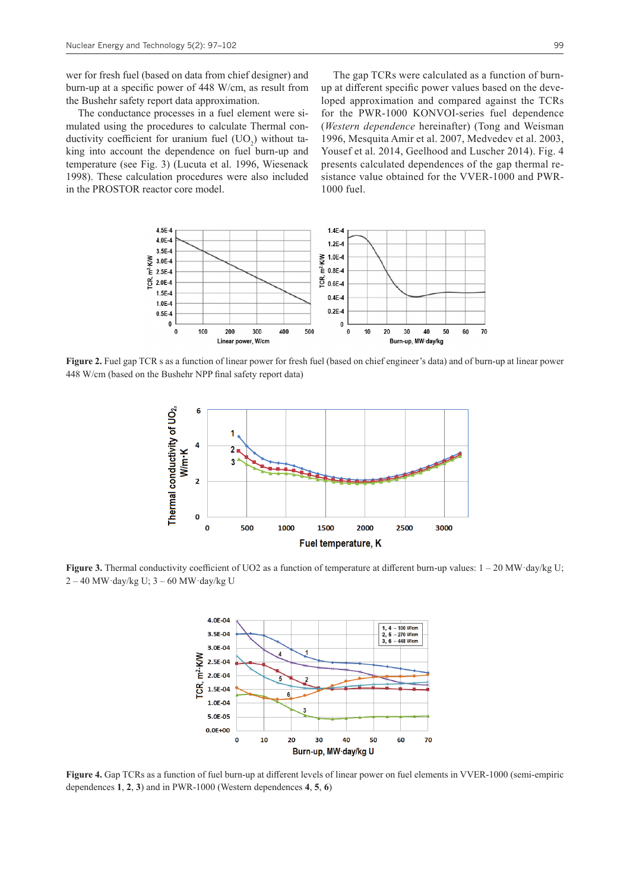wer for fresh fuel (based on data from chief designer) and burn-up at a specific power of 448 W/cm, as result from the Bushehr safety report data approximation.

The conductance processes in a fuel element were simulated using the procedures to calculate Thermal conductivity coefficient for uranium fuel ($UO_2$) without taking into account the dependence on fuel burn-up and temperature (see Fig. 3) (Lucuta et al. 1996, Wiesenack 1998). These calculation procedures were also included in the PROSTOR reactor core model.

The gap TCRs were calculated as a function of burn-up at different specific power values based on the developed approximation and compared against the TCRs for the PWR-1000 KONVOI-series fuel dependence (*Western dependence* hereinafter) (Tong and Weisman 1996, Mesquita Amir et al. 2007, Medvedev et al. 2003, Yousef et al. 2014, Geelhood and Luscher 2014). Fig. 4 presents calculated dependences of the gap thermal resistance value obtained for the VVER-1000 and PWR-1000 fuel.

**Figure 2.** Fuel gap TCR s as a function of linear power for fresh fuel (based on chief engineer's data) and of burn-up at linear power 448 W/cm (based on the Bushehr NPP final safety report data)

**Figure 3.** Thermal conductivity coefficient of UO2 as a function of temperature at different burn-up values: 1 – 20 MW·day/kg U; 2 – 40 MW·day/kg U; 3 – 60 MW·day/kg U

**Figure 4.** Gap TCRs as a function of fuel burn-up at different levels of linear power on fuel elements in VVER-1000 (semi-empiric dependences **1**, **2**, **3**) and in PWR-1000 (Western dependences **4**, **5**, **6**)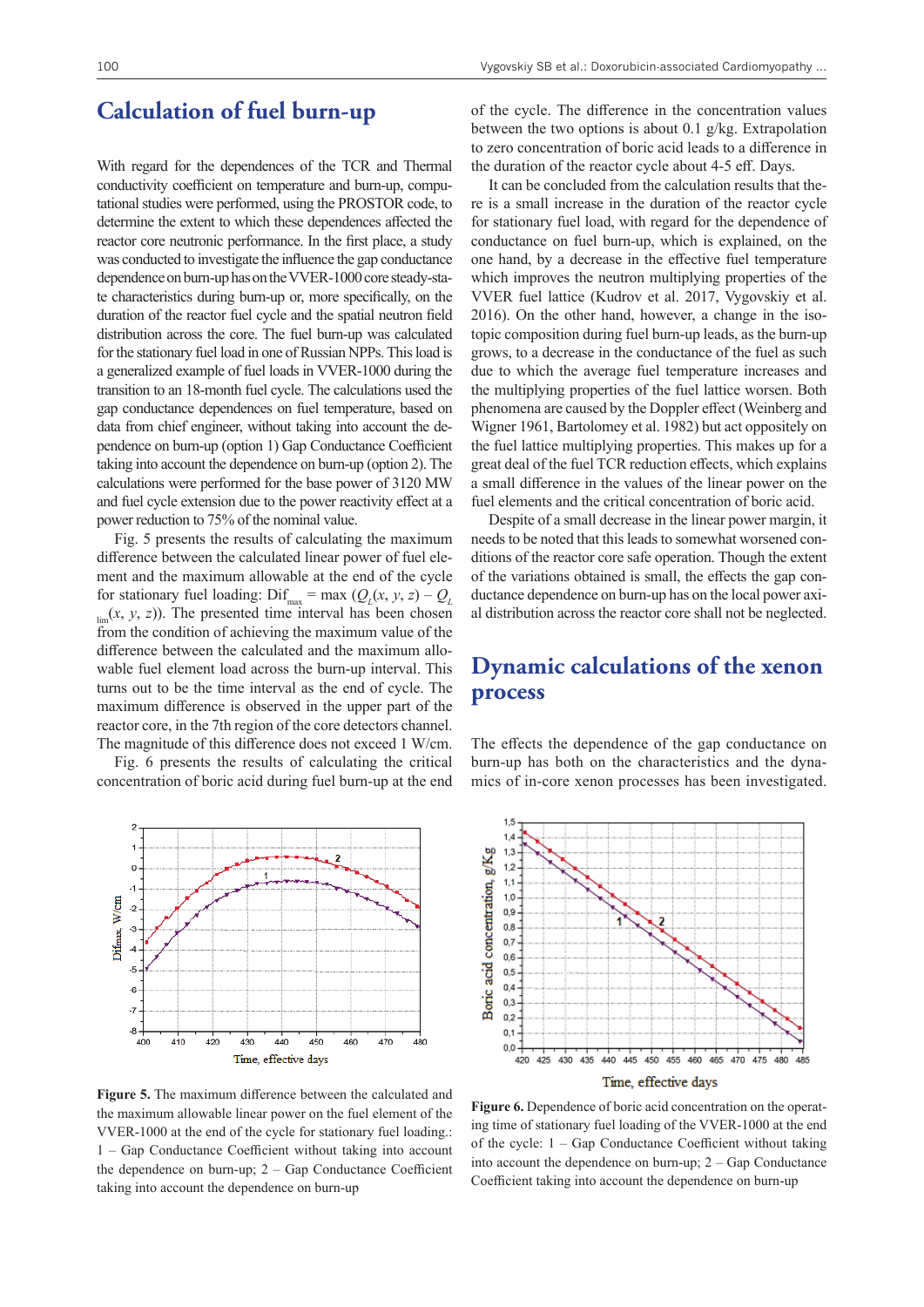## Calculation of fuel burn-up

With regard for the dependences of the TCR and Thermal conductivity coefficient on temperature and burn-up, computational studies were performed, using the PROSTOR code, to determine the extent to which these dependences affected the reactor core neutronic performance. In the first place, a study was conducted to investigate the influence the gap conductance dependence on burn-up has on the VVER-1000 core steady-state characteristics during burn-up or, more specifically, on the duration of the reactor fuel cycle and the spatial neutron field distribution across the core. The fuel burn-up was calculated for the stationary fuel load in one of Russian NPPs. This load is a generalized example of fuel loads in VVER-1000 during the transition to an 18-month fuel cycle. The calculations used the gap conductance dependences on fuel temperature, based on data from chief engineer, without taking into account the dependence on burn-up (option 1) Gap Conductance Coefficient taking into account the dependence on burn-up (option 2). The calculations were performed for the base power of 3120 MW and fuel cycle extension due to the power reactivity effect at a power reduction to 75% of the nominal value.

Fig. 5 presents the results of calculating the maximum difference between the calculated linear power of fuel element and the maximum allowable at the end of the cycle for stationary fuel loading: $Dif_{max} = \max(Q_L(x, y, z) - Q_{L\,lim}(x, y, z))$. The presented time interval has been chosen from the condition of achieving the maximum value of the difference between the calculated and the maximum allowable fuel element load across the burn-up interval. This turns out to be the time interval as the end of cycle. The maximum difference is observed in the upper part of the reactor core, in the 7th region of the core detectors channel. The magnitude of this difference does not exceed 1 W/cm.

Fig. 6 presents the results of calculating the critical concentration of boric acid during fuel burn-up at the end of the cycle. The difference in the concentration values between the two options is about 0.1 g/kg. Extrapolation to zero concentration of boric acid leads to a difference in the duration of the reactor cycle about 4-5 eff. Days.

It can be concluded from the calculation results that there is a small increase in the duration of the reactor cycle for stationary fuel load, with regard for the dependence of conductance on fuel burn-up, which is explained, on the one hand, by a decrease in the effective fuel temperature which improves the neutron multiplying properties of the VVER fuel lattice (Kudrov et al. 2017, Vygovskiy et al. 2016). On the other hand, however, a change in the isotopic composition during fuel burn-up leads, as the burn-up grows, to a decrease in the conductance of the fuel as such due to which the average fuel temperature increases and the multiplying properties of the fuel lattice worsen. Both phenomena are caused by the Doppler effect (Weinberg and Wigner 1961, Bartolomey et al. 1982) but act oppositely on the fuel lattice multiplying properties. This makes up for a great deal of the fuel TCR reduction effects, which explains a small difference in the values of the linear power on the fuel elements and the critical concentration of boric acid.

Despite of a small decrease in the linear power margin, it needs to be noted that this leads to somewhat worsened conditions of the reactor core safe operation. Though the extent of the variations obtained is small, the effects the gap conductance dependence on burn-up has on the local power axial distribution across the reactor core shall not be neglected.

## Dynamic calculations of the xenon process

The effects the dependence of the gap conductance on burn-up has both on the characteristics and the dynamics of in-core xenon processes has been investigated.

**Figure 5.** The maximum difference between the calculated and the maximum allowable linear power on the fuel element of the VVER-1000 at the end of the cycle for stationary fuel loading.: 1 – Gap Conductance Coefficient without taking into account the dependence on burn-up; 2 – Gap Conductance Coefficient taking into account the dependence on burn-up

**Figure 6.** Dependence of boric acid concentration on the operating time of stationary fuel loading of the VVER-1000 at the end of the cycle: 1 – Gap Conductance Coefficient without taking into account the dependence on burn-up; 2 – Gap Conductance Coefficient taking into account the dependence on burn-up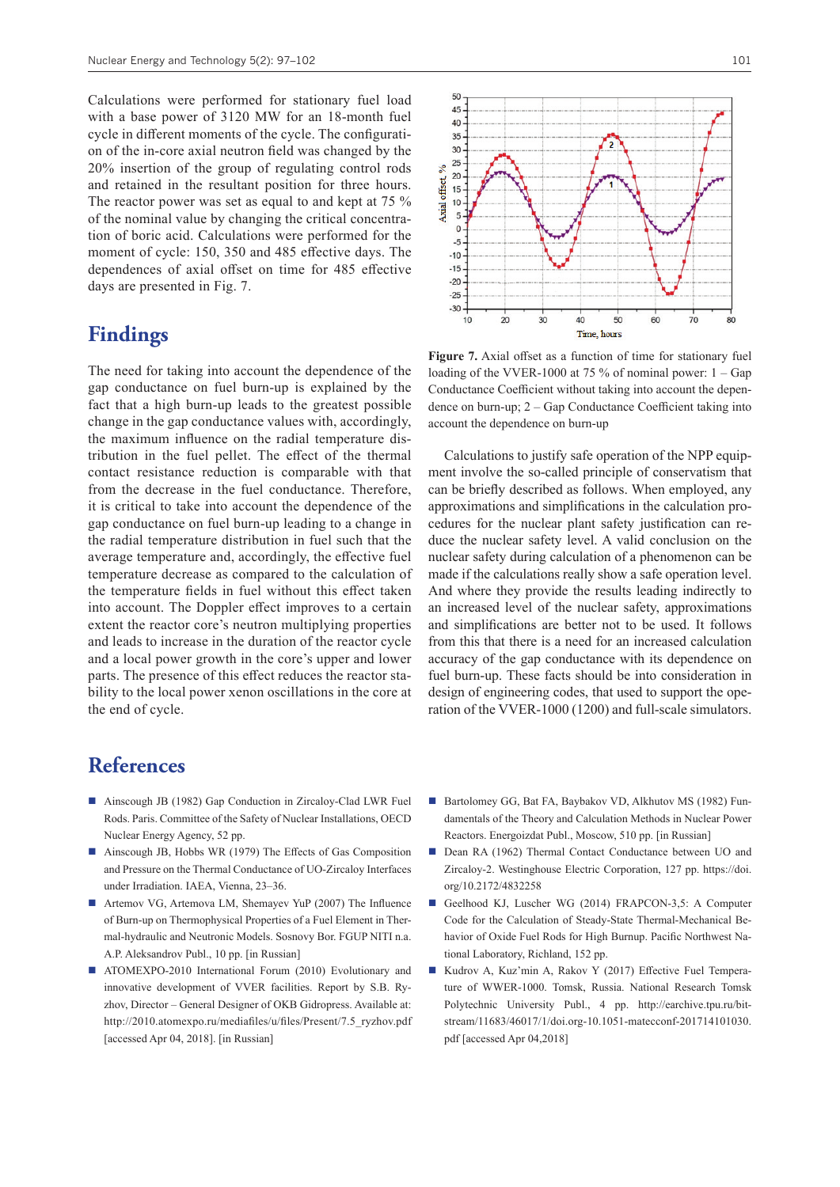Calculations were performed for stationary fuel load with a base power of 3120 MW for an 18-month fuel cycle in different moments of the cycle. The configuration of the in-core axial neutron field was changed by the 20% insertion of the group of regulating control rods and retained in the resultant position for three hours. The reactor power was set as equal to and kept at 75 % of the nominal value by changing the critical concentration of boric acid. Calculations were performed for the moment of cycle: 150, 350 and 485 effective days. The dependences of axial offset on time for 485 effective days are presented in Fig. 7.

**Figure 7.** Axial offset as a function of time for stationary fuel loading of the VVER-1000 at 75 % of nominal power: 1 – Gap Conductance Coefficient without taking into account the dependence on burn-up; 2 – Gap Conductance Coefficient taking into account the dependence on burn-up

# Findings

The need for taking into account the dependence of the gap conductance on fuel burn-up is explained by the fact that a high burn-up leads to the greatest possible change in the gap conductance values with, accordingly, the maximum influence on the radial temperature distribution in the fuel pellet. The effect of the thermal contact resistance reduction is comparable with that from the decrease in the fuel conductance. Therefore, it is critical to take into account the dependence of the gap conductance on fuel burn-up leading to a change in the radial temperature distribution in fuel such that the average temperature and, accordingly, the effective fuel temperature decrease as compared to the calculation of the temperature fields in fuel without this effect taken into account. The Doppler effect improves to a certain extent the reactor core's neutron multiplying properties and leads to increase in the duration of the reactor cycle and a local power growth in the core's upper and lower parts. The presence of this effect reduces the reactor stability to the local power xenon oscillations in the core at the end of cycle.

Calculations to justify safe operation of the NPP equipment involve the so-called principle of conservatism that can be briefly described as follows. When employed, any approximations and simplifications in the calculation procedures for the nuclear plant safety justification can reduce the nuclear safety level. A valid conclusion on the nuclear safety during calculation of a phenomenon can be made if the calculations really show a safe operation level. And where they provide the results leading indirectly to an increased level of the nuclear safety, approximations and simplifications are better not to be used. It follows from this that there is a need for an increased calculation accuracy of the gap conductance with its dependence on fuel burn-up. These facts should be into consideration in design of engineering codes, that used to support the operation of the VVER-1000 (1200) and full-scale simulators.

# References

- Ainscough JB (1982) Gap Conduction in Zircaloy-Clad LWR Fuel Rods. Paris. Committee of the Safety of Nuclear Installations, OECD Nuclear Energy Agency, 52 pp.
- Ainscough JB, Hobbs WR (1979) The Effects of Gas Composition and Pressure on the Thermal Conductance of UO-Zircaloy Interfaces under Irradiation. IAEA, Vienna, 23–36.
- Artemov VG, Artemova LM, Shemayev YuP (2007) The Influence of Burn-up on Thermophysical Properties of a Fuel Element in Thermal-hydraulic and Neutronic Models. Sosnovy Bor. FGUP NITI n.a. A.P. Aleksandrov Publ., 10 pp. [in Russian]
- ATOMEXPO-2010 International Forum (2010) Evolutionary and innovative development of VVER facilities. Report by S.B. Ryzhov, Director – General Designer of OKB Gidropress. Available at: http://2010.atomexpo.ru/mediafiles/u/files/Present/7.5_ryzhov.pdf [accessed Apr 04, 2018]. [in Russian]
- Bartolomey GG, Bat FA, Baybakov VD, Alkhutov MS (1982) Fundamentals of the Theory and Calculation Methods in Nuclear Power Reactors. Energoizdat Publ., Moscow, 510 pp. [in Russian]
- Dean RA (1962) Thermal Contact Conductance between UO and Zircaloy-2. Westinghouse Electric Corporation, 127 pp. https://doi.org/10.2172/4832258
- Geelhood KJ, Luscher WG (2014) FRAPCON-3,5: A Computer Code for the Calculation of Steady-State Thermal-Mechanical Behavior of Oxide Fuel Rods for High Burnup. Pacific Northwest National Laboratory, Richland, 152 pp.
- Kudrov A, Kuz'min A, Rakov Y (2017) Effective Fuel Temperature of WWER-1000. Tomsk, Russia. National Research Tomsk Polytechnic University Publ., 4 pp. http://earchive.tpu.ru/bitstream/11683/46017/1/doi.org-10.1051-matecconf-201714101030.pdf [accessed Apr 04,2018]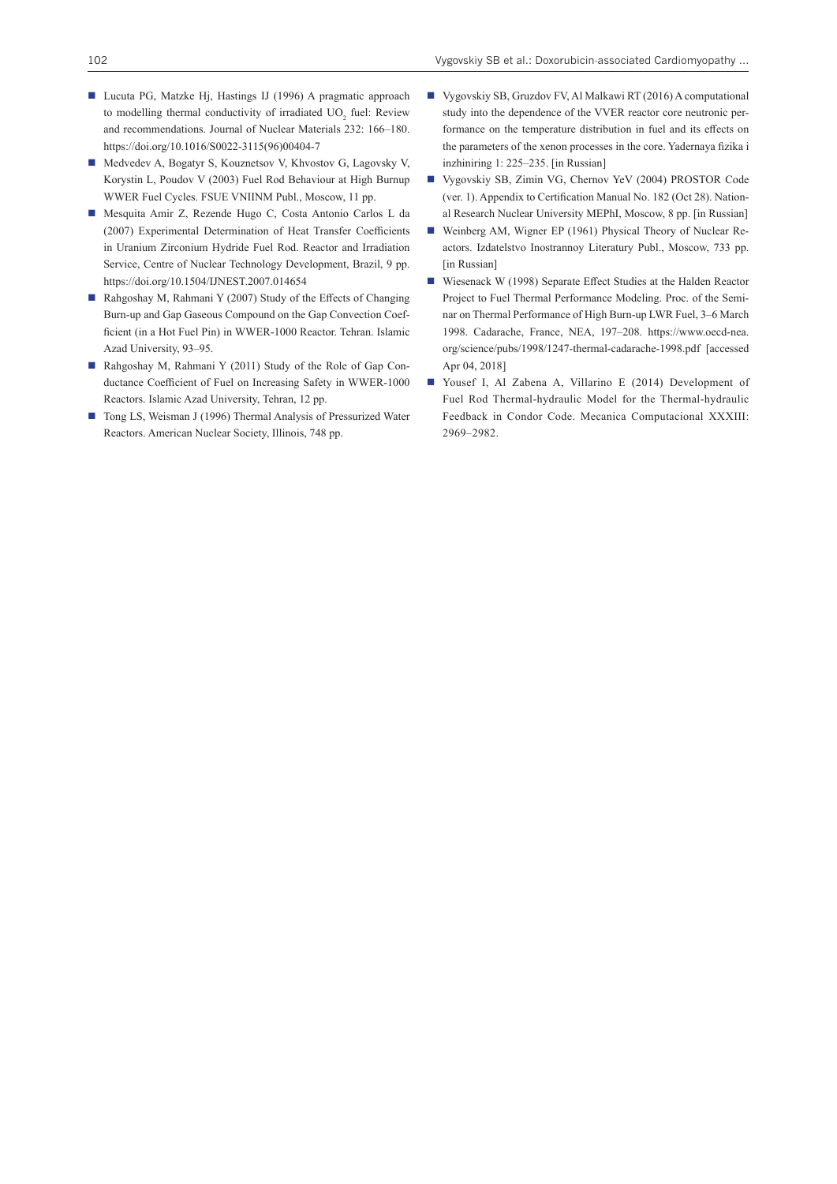- Lucuta PG, Matzke Hj, Hastings IJ (1996) A pragmatic approach to modelling thermal conductivity of irradiated $UO_2$ fuel: Review and recommendations. Journal of Nuclear Materials 232: 166–180. https://doi.org/10.1016/S0022-3115(96)00404-7
- Medvedev A, Bogatyr S, Kouznetsov V, Khvostov G, Lagovsky V, Korystin L, Poudov V (2003) Fuel Rod Behaviour at High Burnup WWER Fuel Cycles. FSUE VNIINM Publ., Moscow, 11 pp.
- Mesquita Amir Z, Rezende Hugo C, Costa Antonio Carlos L da (2007) Experimental Determination of Heat Transfer Coefficients in Uranium Zirconium Hydride Fuel Rod. Reactor and Irradiation Service, Centre of Nuclear Technology Development, Brazil, 9 pp. https://doi.org/10.1504/IJNEST.2007.014654
- Rahgoshay M, Rahmani Y (2007) Study of the Effects of Changing Burn-up and Gap Gaseous Compound on the Gap Convection Coefficient (in a Hot Fuel Pin) in WWER-1000 Reactor. Tehran. Islamic Azad University, 93–95.
- Rahgoshay M, Rahmani Y (2011) Study of the Role of Gap Conductance Coefficient of Fuel on Increasing Safety in WWER-1000 Reactors. Islamic Azad University, Tehran, 12 pp.
- Tong LS, Weisman J (1996) Thermal Analysis of Pressurized Water Reactors. American Nuclear Society, Illinois, 748 pp.
- Vygovskiy SB, Gruzdov FV, Al Malkawi RT (2016) A computational study into the dependence of the VVER reactor core neutronic performance on the temperature distribution in fuel and its effects on the parameters of the xenon processes in the core. Yadernaya fizika i inzhiniring 1: 225–235. [in Russian]
- Vygovskiy SB, Zimin VG, Chernov YeV (2004) PROSTOR Code (ver. 1). Appendix to Certification Manual No. 182 (Oct 28). National Research Nuclear University MEPhI, Moscow, 8 pp. [in Russian]
- Weinberg AM, Wigner EP (1961) Physical Theory of Nuclear Reactors. Izdatelstvo Inostrannoy Literatury Publ., Moscow, 733 pp. [in Russian]
- Wiesenack W (1998) Separate Effect Studies at the Halden Reactor Project to Fuel Thermal Performance Modeling. Proc. of the Seminar on Thermal Performance of High Burn-up LWR Fuel, 3–6 March 1998. Cadarache, France, NEA, 197–208. https://www.oecd-nea.org/science/pubs/1998/1247-thermal-cadarache-1998.pdf [accessed Apr 04, 2018]
- Yousef I, Al Zabena A, Villarino E (2014) Development of Fuel Rod Thermal-hydraulic Model for the Thermal-hydraulic Feedback in Condor Code. Mecanica Computacional XXXIII: 2969–2982.